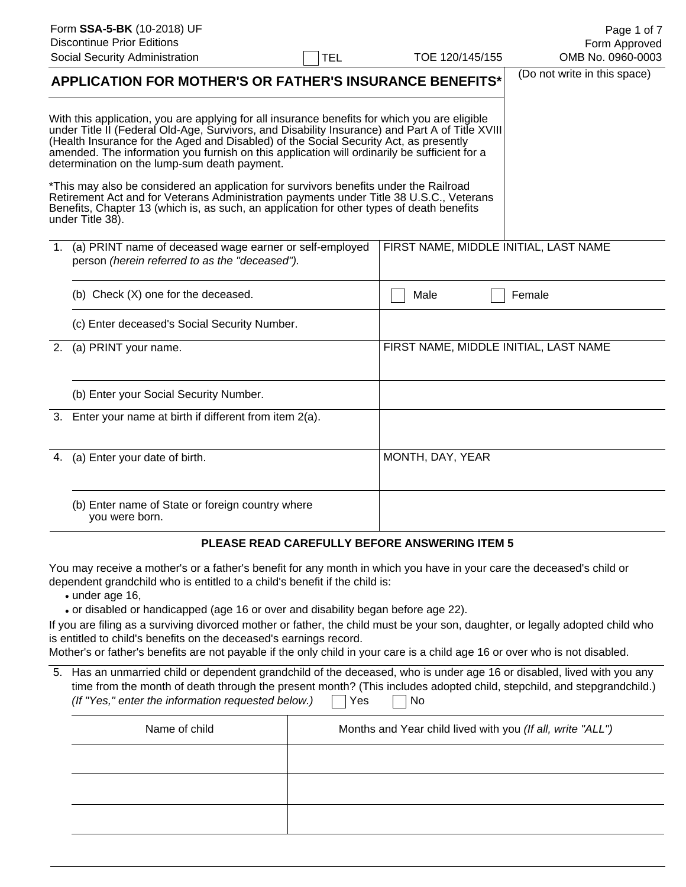Form **SSA-5-BK** (10-2018) UF
Discontinue Prior Editions
Social Security Administration

☐ TEL

TOE 120/145/155

Form Approved
OMB No. 0960-0003

# APPLICATION FOR MOTHER'S OR FATHER'S INSURANCE BENEFITS*

(Do not write in this space)

With this application, you are applying for all insurance benefits for which you are eligible under Title II (Federal Old-Age, Survivors, and Disability Insurance) and Part A of Title XVIII (Health Insurance for the Aged and Disabled) of the Social Security Act, as presently amended. The information you furnish on this application will ordinarily be sufficient for a determination on the lump-sum death payment.

*This may also be considered an application for survivors benefits under the Railroad Retirement Act and for Veterans Administration payments under Title 38 U.S.C., Veterans Benefits, Chapter 13 (which is, as such, an application for other types of death benefits under Title 38).

| | | |
|---|---|---|
| 1. | (a) PRINT name of deceased wage earner or self-employed person *(herein referred to as the "deceased").* | FIRST NAME, MIDDLE INITIAL, LAST NAME |
| | (b) Check (X) one for the deceased. | ☐ Male ☐ Female |
| | (c) Enter deceased's Social Security Number. | |
| 2. | (a) PRINT your name. | FIRST NAME, MIDDLE INITIAL, LAST NAME |
| | (b) Enter your Social Security Number. | |
| 3. | Enter your name at birth if different from item 2(a). | |
| 4. | (a) Enter your date of birth. | MONTH, DAY, YEAR |
| | (b) Enter name of State or foreign country where you were born. | |

**PLEASE READ CAREFULLY BEFORE ANSWERING ITEM 5**

You may receive a mother's or a father's benefit for any month in which you have in your care the deceased's child or dependent grandchild who is entitled to a child's benefit if the child is:

- under age 16,
- or disabled or handicapped (age 16 or over and disability began before age 22).

If you are filing as a surviving divorced mother or father, the child must be your son, daughter, or legally adopted child who is entitled to child's benefits on the deceased's earnings record.
Mother's or father's benefits are not payable if the only child in your care is a child age 16 or over who is not disabled.

5. Has an unmarried child or dependent grandchild of the deceased, who is under age 16 or disabled, lived with you any time from the month of death through the present month? (This includes adopted child, stepchild, and stepgrandchild.) *(If "Yes," enter the information requested below.)* ☐ Yes ☐ No

| Name of child | Months and Year child lived with you *(If all, write "ALL")* |
|---|---|
| | |
| | |
| | |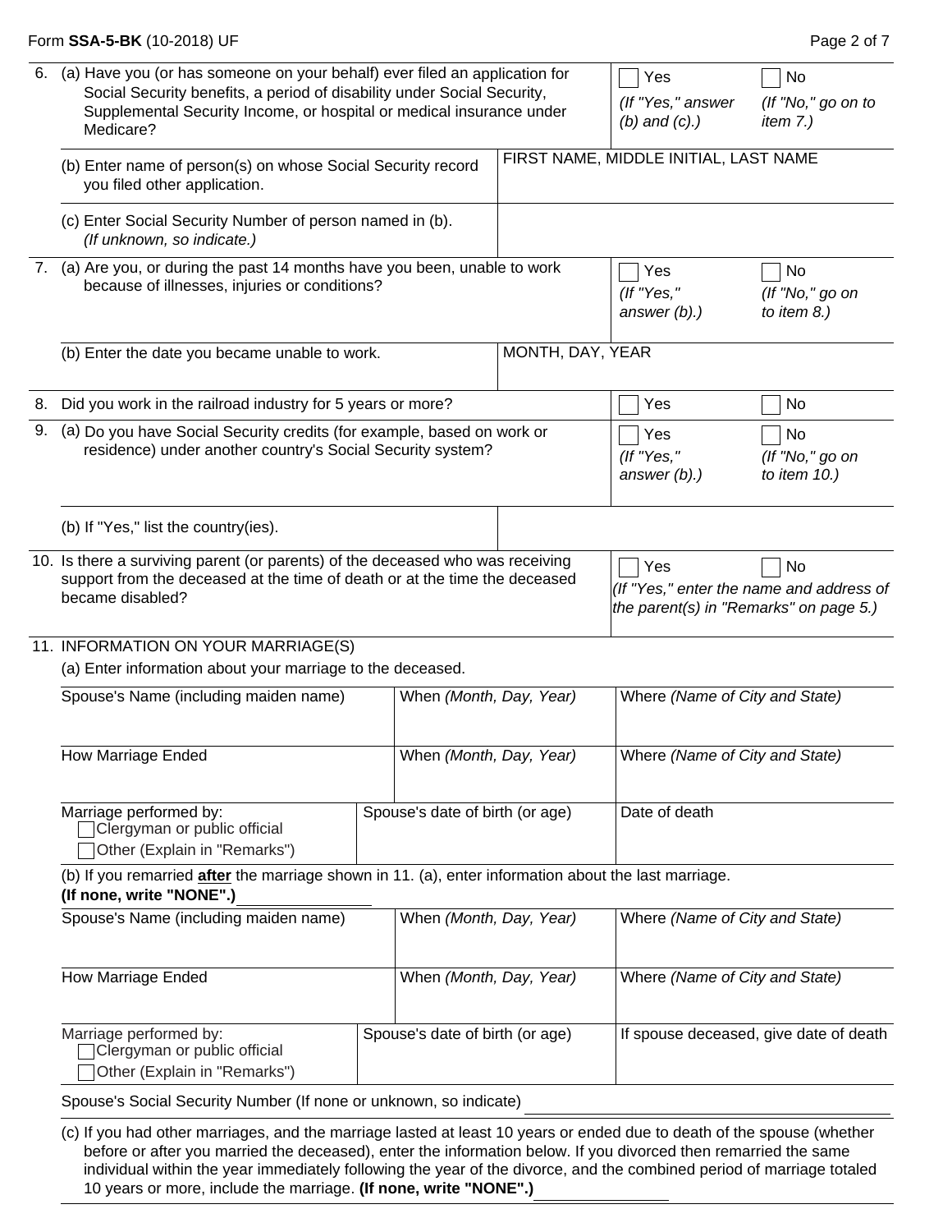| | | |
|---|---|---|
| 6. (a) Have you (or has someone on your behalf) ever filed an application for Social Security benefits, a period of disability under Social Security, Supplemental Security Income, or hospital or medical insurance under Medicare? | ☐ Yes *(If "Yes," answer (b) and (c).)* | ☐ No *(If "No," go on to item 7.)* |
| (b) Enter name of person(s) on whose Social Security record you filed other application. | FIRST NAME, MIDDLE INITIAL, LAST NAME | |
| (c) Enter Social Security Number of person named in (b). *(If unknown, so indicate.)* | | |
| 7. (a) Are you, or during the past 14 months have you been, unable to work because of illnesses, injuries or conditions? | ☐ Yes *(If "Yes," answer (b).)* | ☐ No *(If "No," go on to item 8.)* |
| (b) Enter the date you became unable to work. | MONTH, DAY, YEAR | |
| 8. Did you work in the railroad industry for 5 years or more? | ☐ Yes | ☐ No |
| 9. (a) Do you have Social Security credits (for example, based on work or residence) under another country's Social Security system? | ☐ Yes *(If "Yes," answer (b).)* | ☐ No *(If "No," go on to item 10.)* |
| (b) If "Yes," list the country(ies). | | |
| 10. Is there a surviving parent (or parents) of the deceased who was receiving support from the deceased at the time of death or at the time the deceased became disabled? | ☐ Yes | ☐ No *(If "Yes," enter the name and address of the parent(s) in "Remarks" on page 5.)* |

11. INFORMATION ON YOUR MARRIAGE(S)

(a) Enter information about your marriage to the deceased.

| Spouse's Name (including maiden name) | When *(Month, Day, Year)* | Where *(Name of City and State)* |
|---|---|---|
| | | |
| **How Marriage Ended** | **When *(Month, Day, Year)*** | **Where *(Name of City and State)*** |
| | | |
| **Marriage performed by:** ☐ Clergyman or public official ☐ Other (Explain in "Remarks") | **Spouse's date of birth (or age)** | **Date of death** |

(b) If you remarried **after** the marriage shown in 11. (a), enter information about the last marriage. **(If none, write "NONE".)** ______________

| Spouse's Name (including maiden name) | When *(Month, Day, Year)* | Where *(Name of City and State)* |
|---|---|---|
| | | |
| **How Marriage Ended** | **When *(Month, Day, Year)*** | **Where *(Name of City and State)*** |
| | | |
| **Marriage performed by:** ☐ Clergyman or public official ☐ Other (Explain in "Remarks") | **Spouse's date of birth (or age)** | **If spouse deceased, give date of death** |

Spouse's Social Security Number (If none or unknown, so indicate) ______________________________

(c) If you had other marriages, and the marriage lasted at least 10 years or ended due to death of the spouse (whether before or after you married the deceased), enter the information below. If you divorced then remarried the same individual within the year immediately following the year of the divorce, and the combined period of marriage totaled 10 years or more, include the marriage. **(If none, write "NONE".)** ______________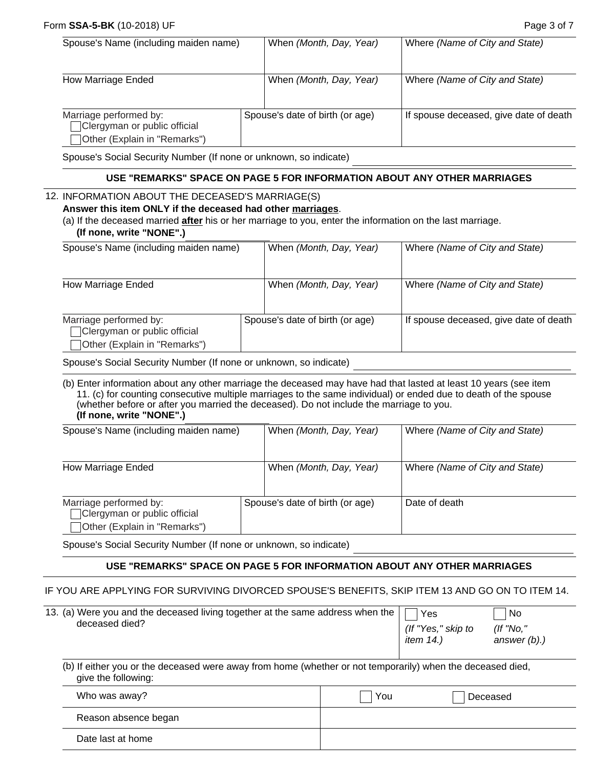| Spouse's Name (including maiden name) | When *(Month, Day, Year)* | Where *(Name of City and State)* |
|---|---|---|
| | | |

| How Marriage Ended | When *(Month, Day, Year)* | Where *(Name of City and State)* |
|---|---|---|
| | | |

| Marriage performed by: ☐ Clergyman or public official ☐ Other (Explain in "Remarks") | Spouse's date of birth (or age) | If spouse deceased, give date of death |
|---|---|---|
| | | |

Spouse's Social Security Number (If none or unknown, so indicate) ____________________

**USE "REMARKS" SPACE ON PAGE 5 FOR INFORMATION ABOUT ANY OTHER MARRIAGES**

12. INFORMATION ABOUT THE DECEASED'S MARRIAGE(S)
**Answer this item ONLY if the deceased had other marriages.**

(a) If the deceased married **after** his or her marriage to you, enter the information on the last marriage.
**(If none, write "NONE".)** ____________

| Spouse's Name (including maiden name) | When *(Month, Day, Year)* | Where *(Name of City and State)* |
|---|---|---|
| | | |

| How Marriage Ended | When *(Month, Day, Year)* | Where *(Name of City and State)* |
|---|---|---|
| | | |

| Marriage performed by: ☐ Clergyman or public official ☐ Other (Explain in "Remarks") | Spouse's date of birth (or age) | If spouse deceased, give date of death |
|---|---|---|
| | | |

Spouse's Social Security Number (If none or unknown, so indicate) ____________________

(b) Enter information about any other marriage the deceased may have had that lasted at least 10 years (see item 11. (c) for counting consecutive multiple marriages to the same individual) or ended due to death of the spouse (whether before or after you married the deceased). Do not include the marriage to you.
**(If none, write "NONE".)** ____________

| Spouse's Name (including maiden name) | When *(Month, Day, Year)* | Where *(Name of City and State)* |
|---|---|---|
| | | |

| How Marriage Ended | When *(Month, Day, Year)* | Where *(Name of City and State)* |
|---|---|---|
| | | |

| Marriage performed by: ☐ Clergyman or public official ☐ Other (Explain in "Remarks") | Spouse's date of birth (or age) | Date of death |
|---|---|---|
| | | |

Spouse's Social Security Number (If none or unknown, so indicate) ____________________

**USE "REMARKS" SPACE ON PAGE 5 FOR INFORMATION ABOUT ANY OTHER MARRIAGES**

IF YOU ARE APPLYING FOR SURVIVING DIVORCED SPOUSE'S BENEFITS, SKIP ITEM 13 AND GO ON TO ITEM 14.

13. (a) Were you and the deceased living together at the same address when the deceased died?
☐ Yes *(If "Yes," skip to item 14.)* ☐ No *(If "No," answer (b).)*

(b) If either you or the deceased were away from home (whether or not temporarily) when the deceased died, give the following:

| Who was away? | ☐ You ☐ Deceased |
|---|---|
| Reason absence began | |
| Date last at home | |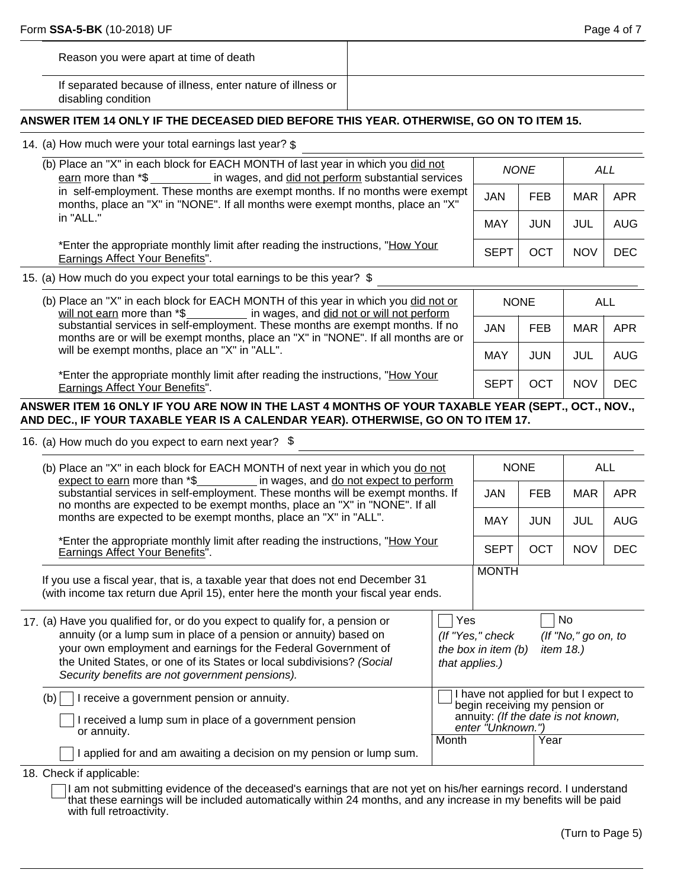| | |
|---|---|
| Reason you were apart at time of death | |
| If separated because of illness, enter nature of illness or disabling condition | |

**ANSWER ITEM 14 ONLY IF THE DECEASED DIED BEFORE THIS YEAR. OTHERWISE, GO ON TO ITEM 15.**

14. (a) How much were your total earnings last year? $ ______________

(b) Place an "X" in each block for EACH MONTH of last year in which you did not earn more than *$ __________ in wages, and did not perform substantial services in self-employment. These months are exempt months. If no months were exempt months, place an "X" in "NONE". If all months were exempt months, place an "X" in "ALL."

*Enter the appropriate monthly limit after reading the instructions, "How Your Earnings Affect Your Benefits".

| *NONE* | | *ALL* | |
|---|---|---|---|
| JAN | FEB | MAR | APR |
| MAY | JUN | JUL | AUG |
| SEPT | OCT | NOV | DEC |

15. (a) How much do you expect your total earnings to be this year? $ ______________

(b) Place an "X" in each block for EACH MONTH of this year in which you did not or will not earn more than *$__________ in wages, and did not or will not perform substantial services in self-employment. These months are exempt months. If no months are or will be exempt months, place an "X" in "NONE". If all months are or will be exempt months, place an "X" in "ALL".

*Enter the appropriate monthly limit after reading the instructions, "How Your Earnings Affect Your Benefits".

| NONE | | ALL | |
|---|---|---|---|
| JAN | FEB | MAR | APR |
| MAY | JUN | JUL | AUG |
| SEPT | OCT | NOV | DEC |

**ANSWER ITEM 16 ONLY IF YOU ARE NOW IN THE LAST 4 MONTHS OF YOUR TAXABLE YEAR (SEPT., OCT., NOV., AND DEC., IF YOUR TAXABLE YEAR IS A CALENDAR YEAR). OTHERWISE, GO ON TO ITEM 17.**

16. (a) How much do you expect to earn next year? $ ______________

(b) Place an "X" in each block for EACH MONTH of next year in which you do not expect to earn more than *$__________ in wages, and do not expect to perform substantial services in self-employment. These months will be exempt months. If no months are expected to be exempt months, place an "X" in "NONE". If all months are expected to be exempt months, place an "X" in "ALL".

*Enter the appropriate monthly limit after reading the instructions, "How Your Earnings Affect Your Benefits".

| NONE | | ALL | |
|---|---|---|---|
| JAN | FEB | MAR | APR |
| MAY | JUN | JUL | AUG |
| SEPT | OCT | NOV | DEC |

If you use a fiscal year, that is, a taxable year that does not end December 31 (with income tax return due April 15), enter here the month your fiscal year ends. MONTH ______________

17. (a) Have you qualified for, or do you expect to qualify for, a pension or annuity (or a lump sum in place of a pension or annuity) based on your own employment and earnings for the Federal Government of the United States, or one of its States or local subdivisions? *(Social Security benefits are not government pensions).*

☐ Yes *(If "Yes," check the box in item (b) that applies.)* ☐ No *(If "No," go on, to item 18.)*

(b) ☐ I receive a government pension or annuity.

☐ I received a lump sum in place of a government pension or annuity.

☐ I applied for and am awaiting a decision on my pension or lump sum.

☐ I have not applied for but I expect to begin receiving my pension or annuity: *(If the date is not known, enter "Unknown.")*

| Month | Year |
|---|---|
| | |

18. Check if applicable:

☐ I am not submitting evidence of the deceased's earnings that are not yet on his/her earnings record. I understand that these earnings will be included automatically within 24 months, and any increase in my benefits will be paid with full retroactivity.

(Turn to Page 5)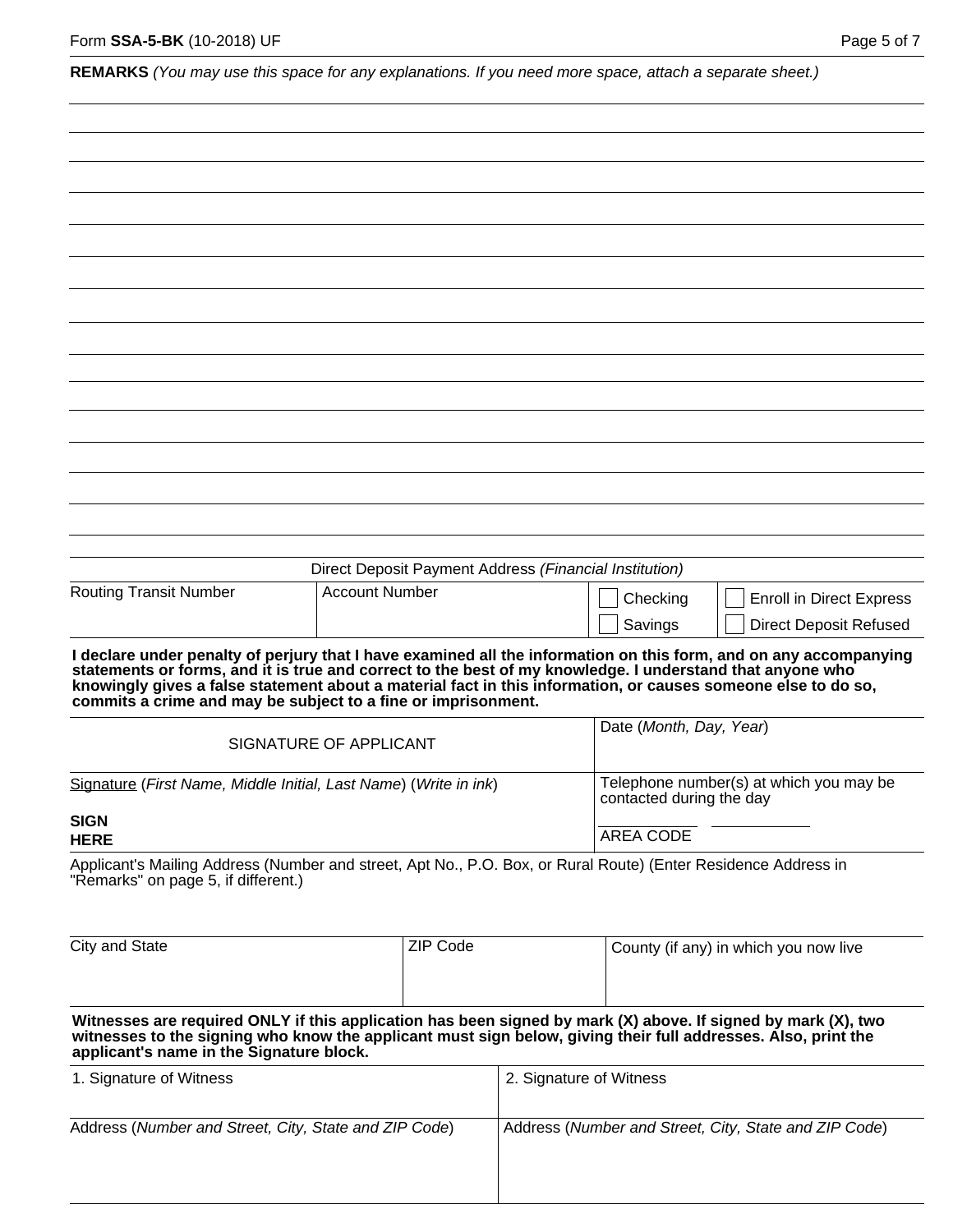**REMARKS** *(You may use this space for any explanations. If you need more space, attach a separate sheet.)*

Direct Deposit Payment Address *(Financial Institution)*

| Routing Transit Number | Account Number | ☐ Checking | ☐ Enroll in Direct Express |
|---|---|---|---|
| | | ☐ Savings | ☐ Direct Deposit Refused |

**I declare under penalty of perjury that I have examined all the information on this form, and on any accompanying statements or forms, and it is true and correct to the best of my knowledge. I understand that anyone who knowingly gives a false statement about a material fact in this information, or causes someone else to do so, commits a crime and may be subject to a fine or imprisonment.**

| SIGNATURE OF APPLICANT | Date (*Month, Day, Year*) |
|---|---|
| Signature (*First Name, Middle Initial, Last Name*) (*Write in ink*)<br><br>**SIGN HERE** | Telephone number(s) at which you may be contacted during the day<br><br>AREA CODE |

Applicant's Mailing Address (Number and street, Apt No., P.O. Box, or Rural Route) (Enter Residence Address in "Remarks" on page 5, if different.)

| City and State | ZIP Code | County (if any) in which you now live |
|---|---|---|
| | | |

**Witnesses are required ONLY if this application has been signed by mark (X) above. If signed by mark (X), two witnesses to the signing who know the applicant must sign below, giving their full addresses. Also, print the applicant's name in the Signature block.**

| 1. Signature of Witness | 2. Signature of Witness |
|---|---|
| Address (*Number and Street, City, State and ZIP Code*) | Address (*Number and Street, City, State and ZIP Code*) |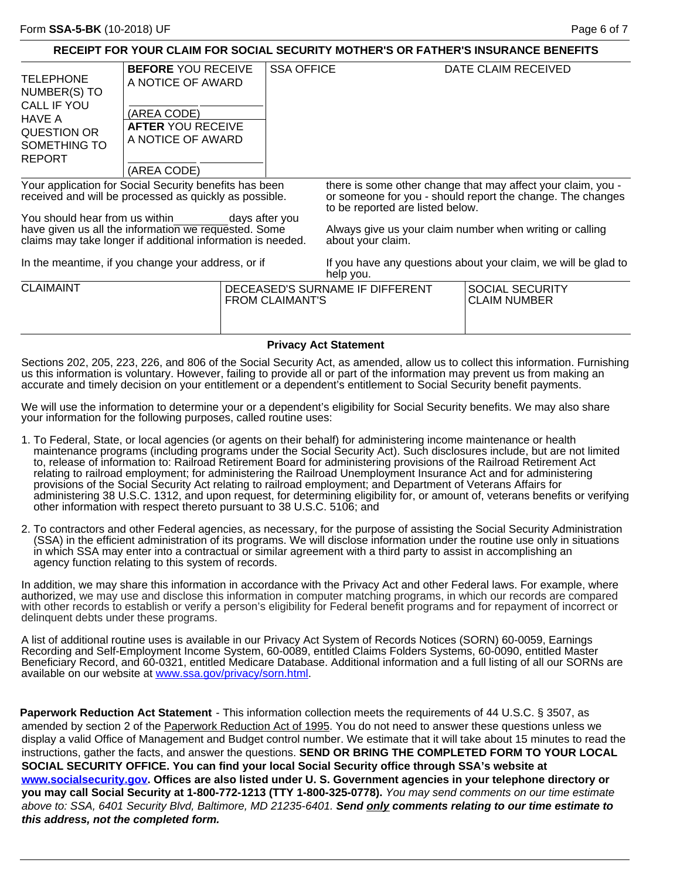## RECEIPT FOR YOUR CLAIM FOR SOCIAL SECURITY MOTHER'S OR FATHER'S INSURANCE BENEFITS

| TELEPHONE NUMBER(S) TO CALL IF YOU HAVE A QUESTION OR SOMETHING TO REPORT | **BEFORE** YOU RECEIVE A NOTICE OF AWARD<br><br>______ ______<br>(AREA CODE)<br>**AFTER** YOU RECEIVE A NOTICE OF AWARD<br><br>______ ______<br>(AREA CODE) | SSA OFFICE | DATE CLAIM RECEIVED |
|---|---|---|---|

Your application for Social Security benefits has been received and will be processed as quickly as possible.

You should hear from us within ________ days after you have given us all the information we requested. Some claims may take longer if additional information is needed.

In the meantime, if you change your address, or if there is some other change that may affect your claim, you - or someone for you - should report the change. The changes to be reported are listed below.

Always give us your claim number when writing or calling about your claim.

If you have any questions about your claim, we will be glad to help you.

| CLAIMAINT | DECEASED'S SURNAME IF DIFFERENT FROM CLAIMANT'S | SOCIAL SECURITY CLAIM NUMBER |
|---|---|---|
| | | |

### Privacy Act Statement

Sections 202, 205, 223, 226, and 806 of the Social Security Act, as amended, allow us to collect this information. Furnishing us this information is voluntary. However, failing to provide all or part of the information may prevent us from making an accurate and timely decision on your entitlement or a dependent's entitlement to Social Security benefit payments.

We will use the information to determine your or a dependent's eligibility for Social Security benefits. We may also share your information for the following purposes, called routine uses:

1. To Federal, State, or local agencies (or agents on their behalf) for administering income maintenance or health maintenance programs (including programs under the Social Security Act). Such disclosures include, but are not limited to, release of information to: Railroad Retirement Board for administering provisions of the Railroad Retirement Act relating to railroad employment; for administering the Railroad Unemployment Insurance Act and for administering provisions of the Social Security Act relating to railroad employment; and Department of Veterans Affairs for administering 38 U.S.C. 1312, and upon request, for determining eligibility for, or amount of, veterans benefits or verifying other information with respect thereto pursuant to 38 U.S.C. 5106; and

2. To contractors and other Federal agencies, as necessary, for the purpose of assisting the Social Security Administration (SSA) in the efficient administration of its programs. We will disclose information under the routine use only in situations in which SSA may enter into a contractual or similar agreement with a third party to assist in accomplishing an agency function relating to this system of records.

In addition, we may share this information in accordance with the Privacy Act and other Federal laws. For example, where authorized, we may use and disclose this information in computer matching programs, in which our records are compared with other records to establish or verify a person's eligibility for Federal benefit programs and for repayment of incorrect or delinquent debts under these programs.

A list of additional routine uses is available in our Privacy Act System of Records Notices (SORN) 60-0059, Earnings Recording and Self-Employment Income System, 60-0089, entitled Claims Folders Systems, 60-0090, entitled Master Beneficiary Record, and 60-0321, entitled Medicare Database. Additional information and a full listing of all our SORNs are available on our website at www.ssa.gov/privacy/sorn.html.

**Paperwork Reduction Act Statement** - This information collection meets the requirements of 44 U.S.C. § 3507, as amended by section 2 of the Paperwork Reduction Act of 1995. You do not need to answer these questions unless we display a valid Office of Management and Budget control number. We estimate that it will take about 15 minutes to read the instructions, gather the facts, and answer the questions. **SEND OR BRING THE COMPLETED FORM TO YOUR LOCAL SOCIAL SECURITY OFFICE. You can find your local Social Security office through SSA's website at www.socialsecurity.gov. Offices are also listed under U. S. Government agencies in your telephone directory or you may call Social Security at 1-800-772-1213 (TTY 1-800-325-0778).** *You may send comments on our time estimate above to: SSA, 6401 Security Blvd, Baltimore, MD 21235-6401.* ***Send only comments relating to our time estimate to this address, not the completed form.***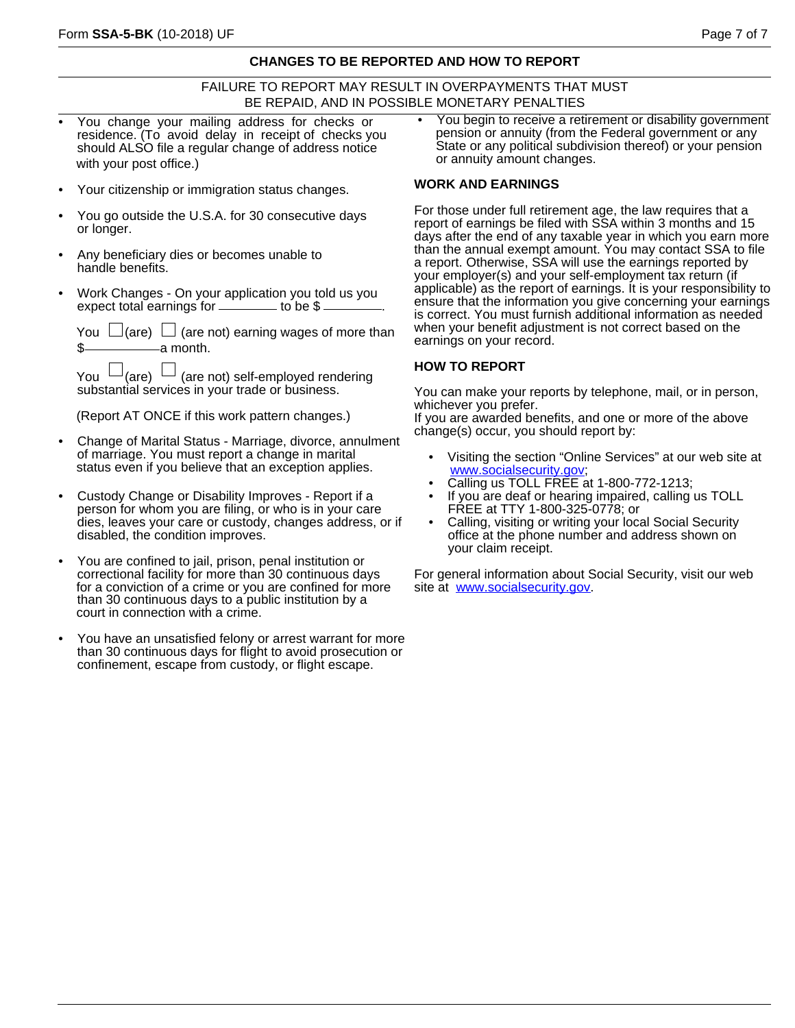## CHANGES TO BE REPORTED AND HOW TO REPORT

FAILURE TO REPORT MAY RESULT IN OVERPAYMENTS THAT MUST BE REPAID, AND IN POSSIBLE MONETARY PENALTIES

- You change your mailing address for checks or residence. (To avoid delay in receipt of checks you should ALSO file a regular change of address notice with your post office.)
- Your citizenship or immigration status changes.
- You go outside the U.S.A. for 30 consecutive days or longer.
- Any beneficiary dies or becomes unable to handle benefits.
- Work Changes - On your application you told us you expect total earnings for ________ to be $ ________.

  You ☐ (are) ☐ (are not) earning wages of more than $__________ a month.

  You ☐ (are) ☐ (are not) self-employed rendering substantial services in your trade or business.

  (Report AT ONCE if this work pattern changes.)
- Change of Marital Status - Marriage, divorce, annulment of marriage. You must report a change in marital status even if you believe that an exception applies.
- Custody Change or Disability Improves - Report if a person for whom you are filing, or who is in your care dies, leaves your care or custody, changes address, or if disabled, the condition improves.
- You are confined to jail, prison, penal institution or correctional facility for more than 30 continuous days for a conviction of a crime or you are confined for more than 30 continuous days to a public institution by a court in connection with a crime.
- You have an unsatisfied felony or arrest warrant for more than 30 continuous days for flight to avoid prosecution or confinement, escape from custody, or flight escape.
- You begin to receive a retirement or disability government pension or annuity (from the Federal government or any State or any political subdivision thereof) or your pension or annuity amount changes.

### WORK AND EARNINGS

For those under full retirement age, the law requires that a report of earnings be filed with SSA within 3 months and 15 days after the end of any taxable year in which you earn more than the annual exempt amount. You may contact SSA to file a report. Otherwise, SSA will use the earnings reported by your employer(s) and your self-employment tax return (if applicable) as the report of earnings. It is your responsibility to ensure that the information you give concerning your earnings is correct. You must furnish additional information as needed when your benefit adjustment is not correct based on the earnings on your record.

### HOW TO REPORT

You can make your reports by telephone, mail, or in person, whichever you prefer.
If you are awarded benefits, and one or more of the above change(s) occur, you should report by:

- Visiting the section "Online Services" at our web site at www.socialsecurity.gov;
- Calling us TOLL FREE at 1-800-772-1213;
- If you are deaf or hearing impaired, calling us TOLL FREE at TTY 1-800-325-0778; or
- Calling, visiting or writing your local Social Security office at the phone number and address shown on your claim receipt.

For general information about Social Security, visit our web site at www.socialsecurity.gov.